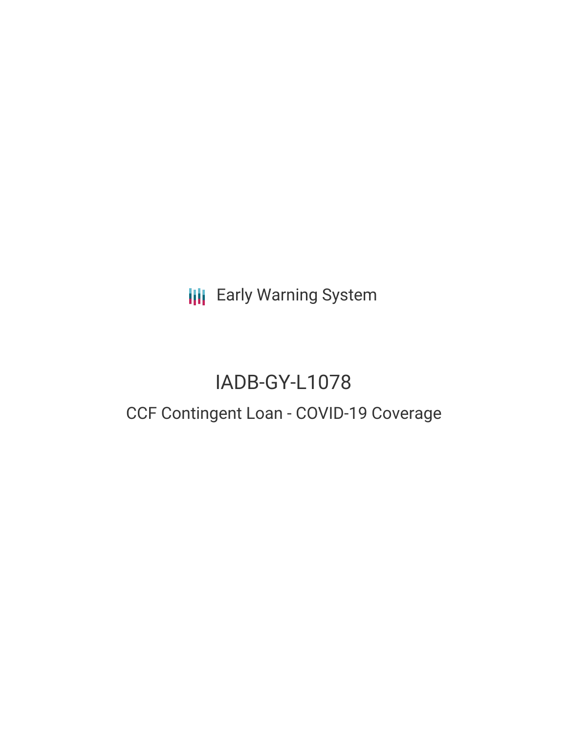Early Warning System

# IADB-GY-L1078

## CCF Contingent Loan - COVID-19 Coverage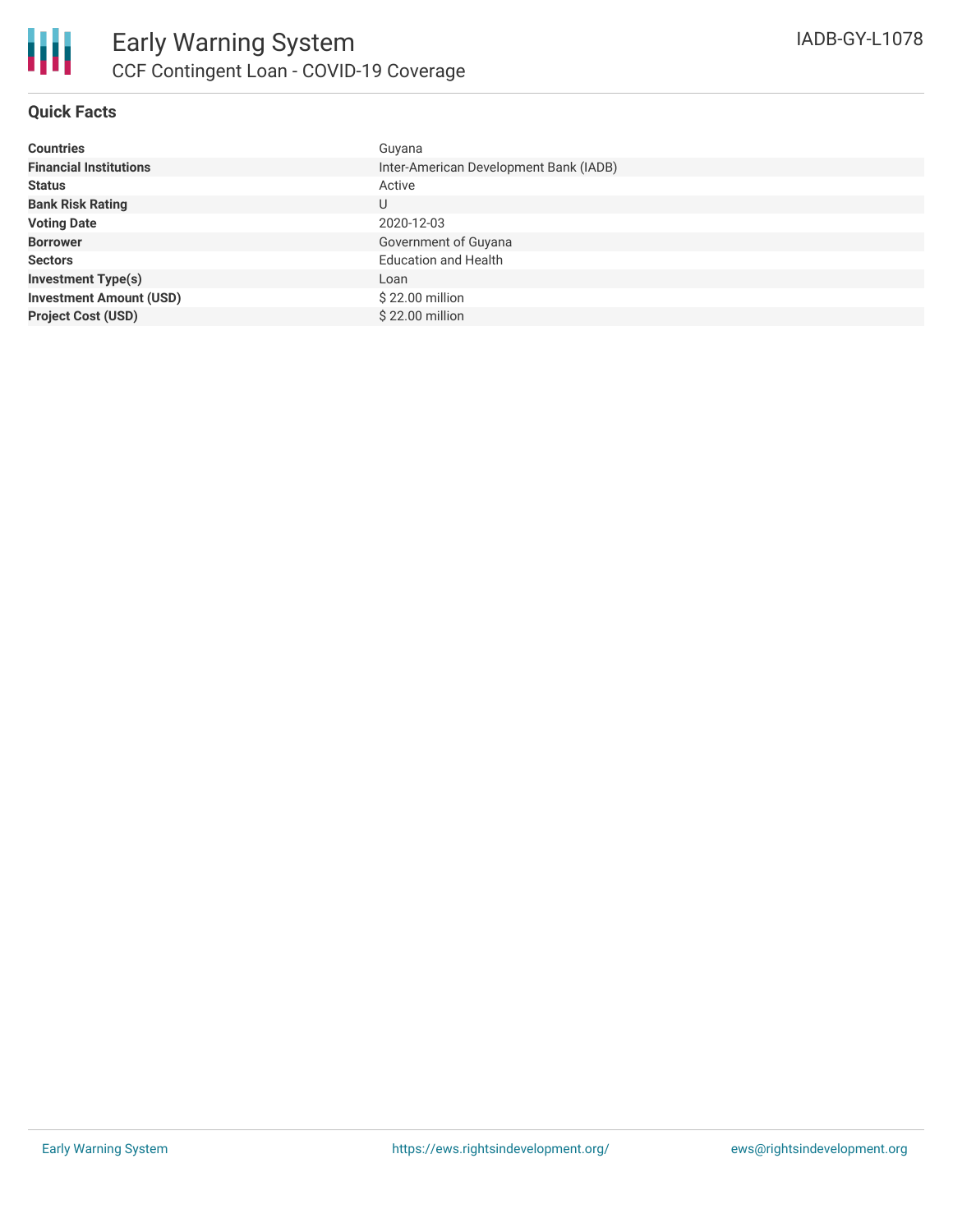# Early Warning System

## CCF Contingent Loan - COVID-19 Coverage

IADB-GY-L1078

### Quick Facts

| | |
|---|---|
| **Countries** | Guyana |
| **Financial Institutions** | Inter-American Development Bank (IADB) |
| **Status** | Active |
| **Bank Risk Rating** | U |
| **Voting Date** | 2020-12-03 |
| **Borrower** | Government of Guyana |
| **Sectors** | Education and Health |
| **Investment Type(s)** | Loan |
| **Investment Amount (USD)** | $ 22.00 million |
| **Project Cost (USD)** | $ 22.00 million |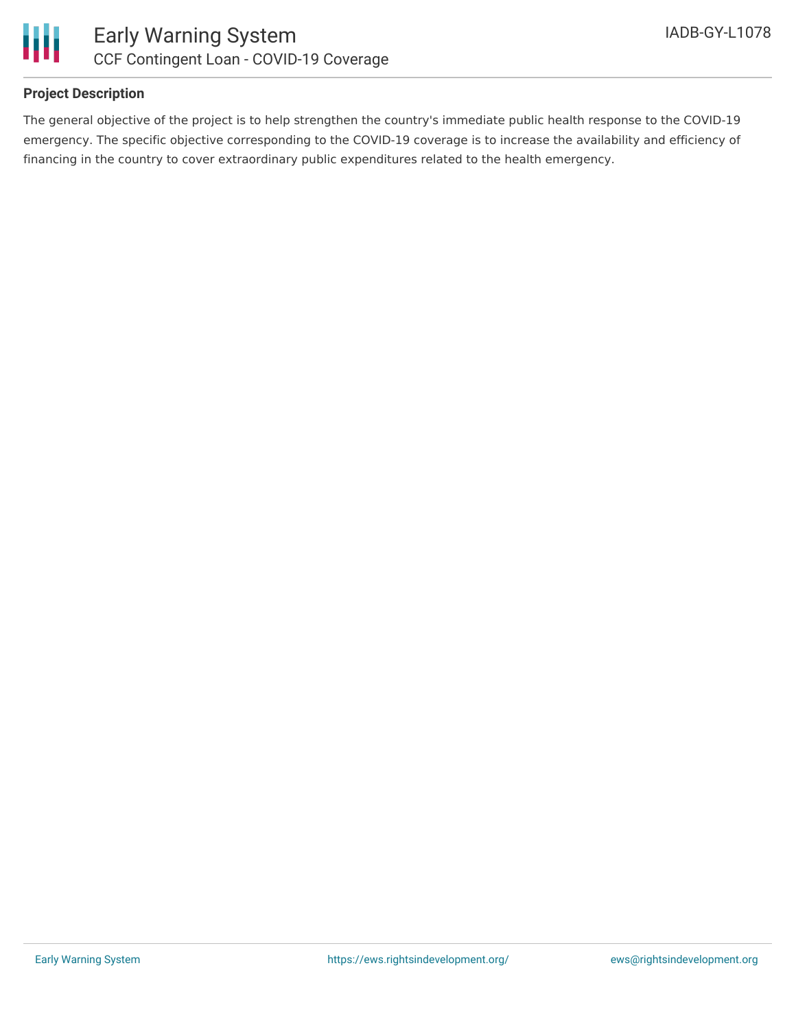## Project Description

The general objective of the project is to help strengthen the country's immediate public health response to the COVID-19 emergency. The specific objective corresponding to the COVID-19 coverage is to increase the availability and efficiency of financing in the country to cover extraordinary public expenditures related to the health emergency.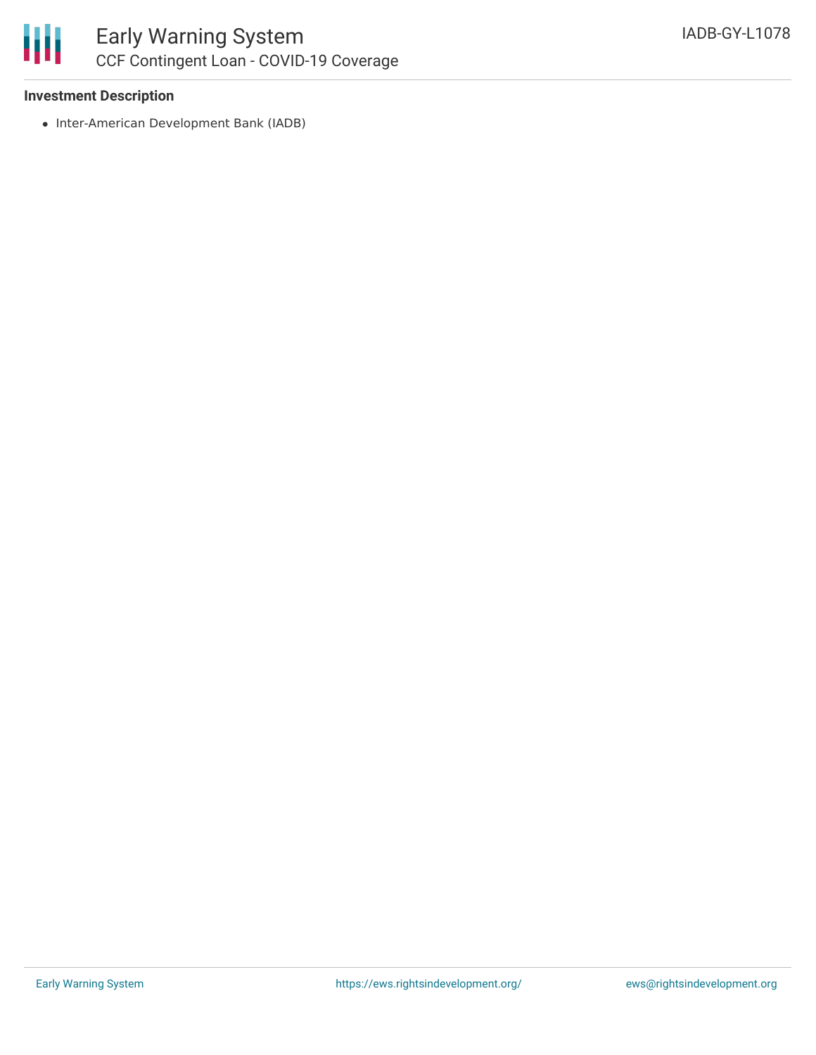### Investment Description

- Inter-American Development Bank (IADB)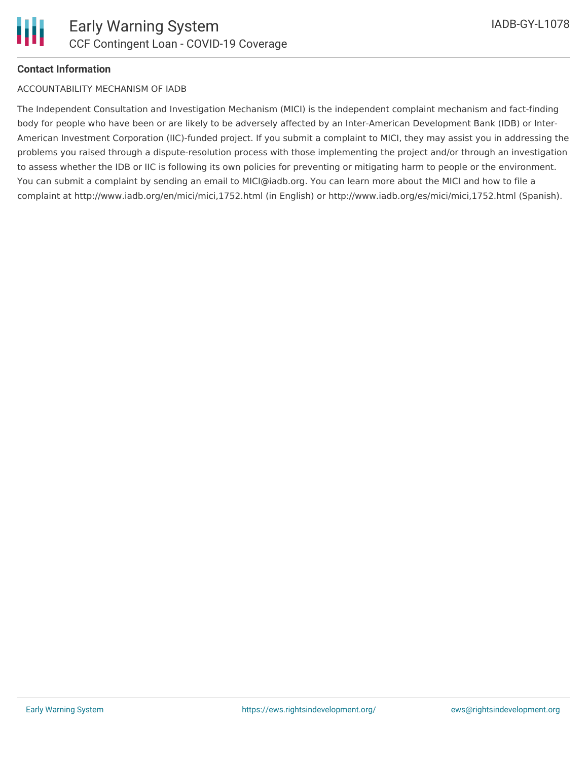**Contact Information**

ACCOUNTABILITY MECHANISM OF IADB

The Independent Consultation and Investigation Mechanism (MICI) is the independent complaint mechanism and fact-finding body for people who have been or are likely to be adversely affected by an Inter-American Development Bank (IDB) or Inter-American Investment Corporation (IIC)-funded project. If you submit a complaint to MICI, they may assist you in addressing the problems you raised through a dispute-resolution process with those implementing the project and/or through an investigation to assess whether the IDB or IIC is following its own policies for preventing or mitigating harm to people or the environment. You can submit a complaint by sending an email to MICI@iadb.org. You can learn more about the MICI and how to file a complaint at http://www.iadb.org/en/mici/mici,1752.html (in English) or http://www.iadb.org/es/mici/mici,1752.html (Spanish).